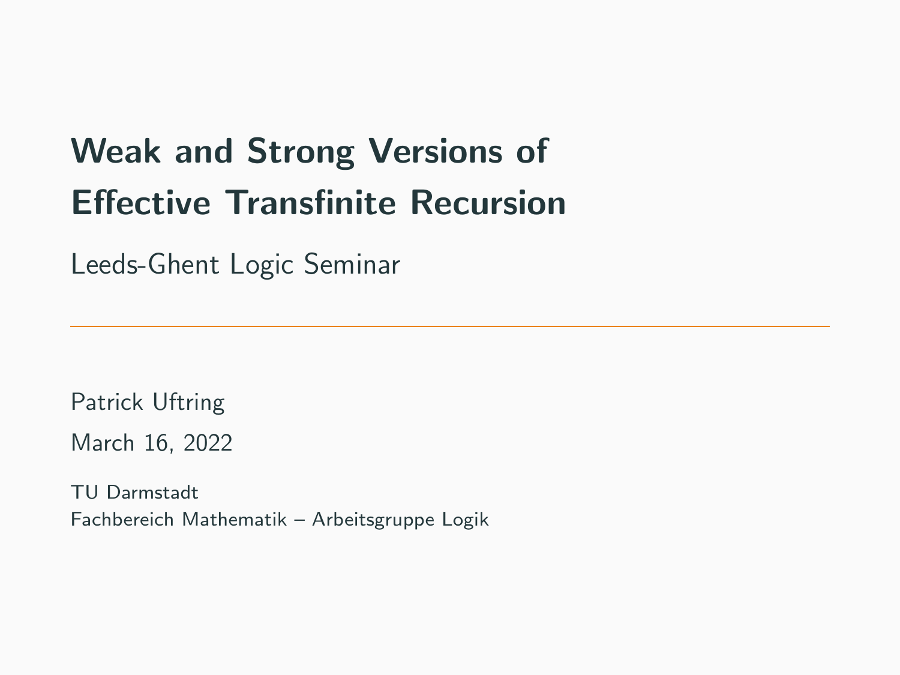# Weak and Strong Versions of Effective Transfinite Recursion

Leeds-Ghent Logic Seminar

---

Patrick Uftring

March 16, 2022

TU Darmstadt
Fachbereich Mathematik – Arbeitsgruppe Logik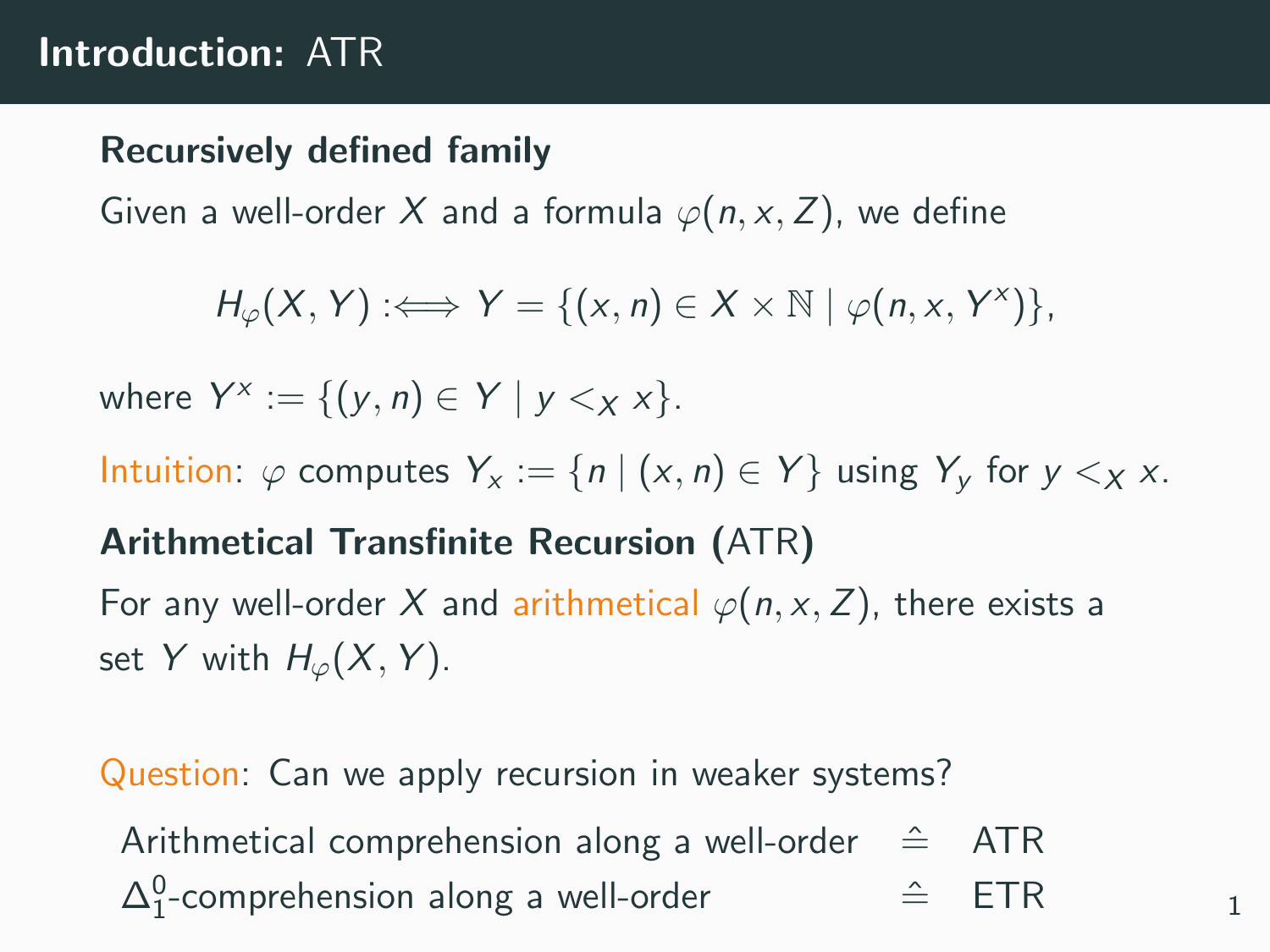## Introduction: ATR

**Recursively defined family**

Given a well-order $X$ and a formula $\varphi(n, x, Z)$, we define

$$H_\varphi(X, Y) :\Longleftrightarrow Y = \{(x, n) \in X \times \mathbb{N} \mid \varphi(n, x, Y^x)\},$$

where $Y^x := \{(y, n) \in Y \mid y <_X x\}$.

Intuition: $\varphi$ computes $Y_x := \{n \mid (x, n) \in Y\}$ using $Y_y$ for $y <_X x$.

**Arithmetical Transfinite Recursion (ATR)**

For any well-order $X$ and arithmetical $\varphi(n, x, Z)$, there exists a set $Y$ with $H_\varphi(X, Y)$.

Question: Can we apply recursion in weaker systems?

| | | |
|---|---|---|
| Arithmetical comprehension along a well-order | $\widehat{=}$ | ATR |
| $\Delta^0_1$-comprehension along a well-order | $\widehat{=}$ | ETR |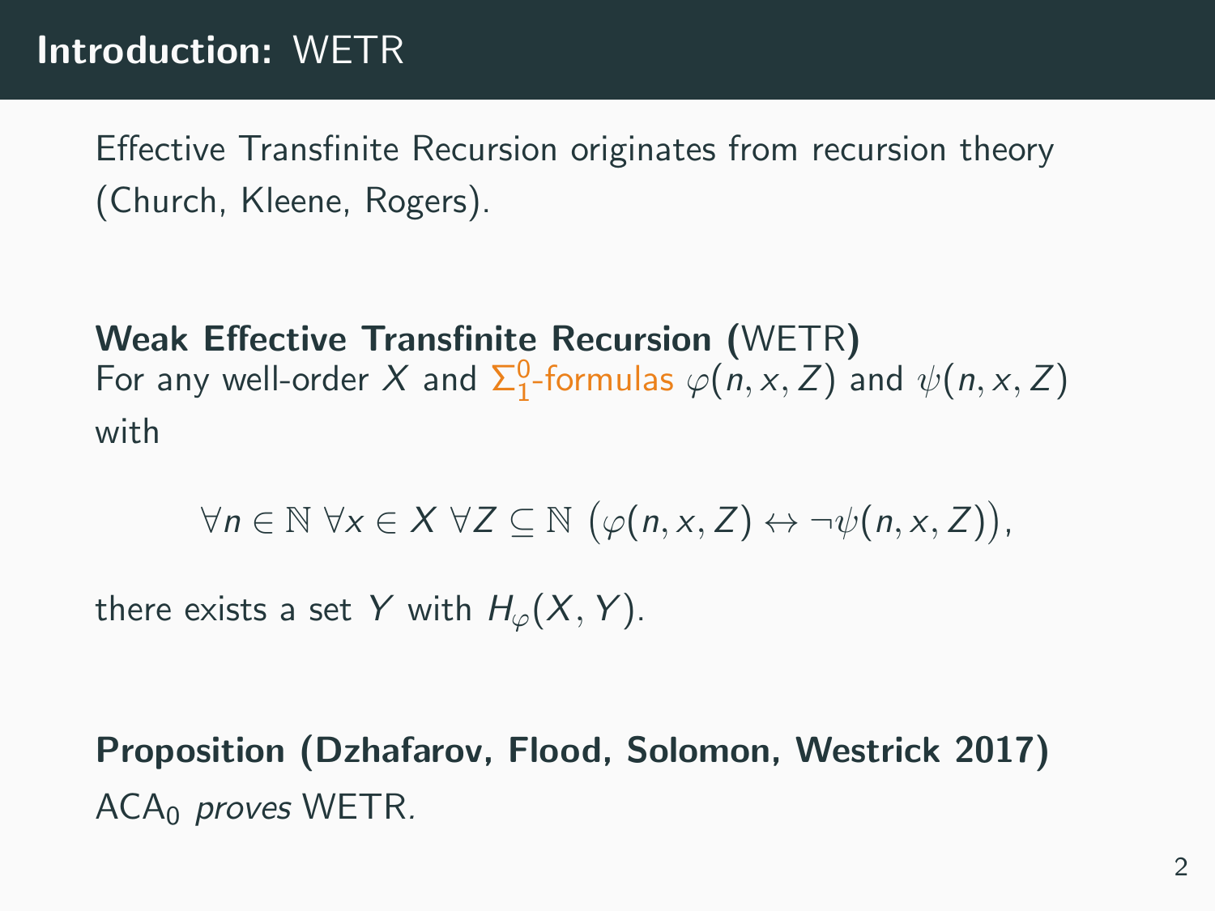## Introduction: WETR

Effective Transfinite Recursion originates from recursion theory (Church, Kleene, Rogers).

**Weak Effective Transfinite Recursion (WETR)**
For any well-order $X$ and $\Sigma^0_1$-formulas $\varphi(n, x, Z)$ and $\psi(n, x, Z)$ with

$$\forall n \in \mathbb{N}\ \forall x \in X\ \forall Z \subseteq \mathbb{N}\ \big(\varphi(n, x, Z) \leftrightarrow \neg\psi(n, x, Z)\big),$$

there exists a set $Y$ with $H_\varphi(X, Y)$.

**Proposition (Dzhafarov, Flood, Solomon, Westrick 2017)**
$ACA_0$ *proves* WETR.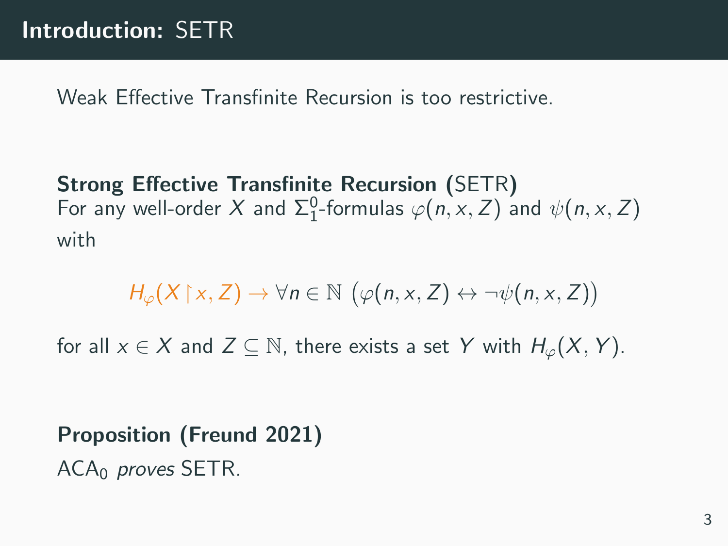## Introduction: SETR

Weak Effective Transfinite Recursion is too restrictive.

**Strong Effective Transfinite Recursion (**SETR**)**
For any well-order $X$ and $\Sigma^0_1$-formulas $\varphi(n, x, Z)$ and $\psi(n, x, Z)$ with

$$H_\varphi(X \restriction x, Z) \to \forall n \in \mathbb{N} \left( \varphi(n, x, Z) \leftrightarrow \neg\psi(n, x, Z) \right)$$

for all $x \in X$ and $Z \subseteq \mathbb{N}$, there exists a set $Y$ with $H_\varphi(X, Y)$.

**Proposition (Freund 2021)**
$\mathrm{ACA}_0$ *proves* SETR.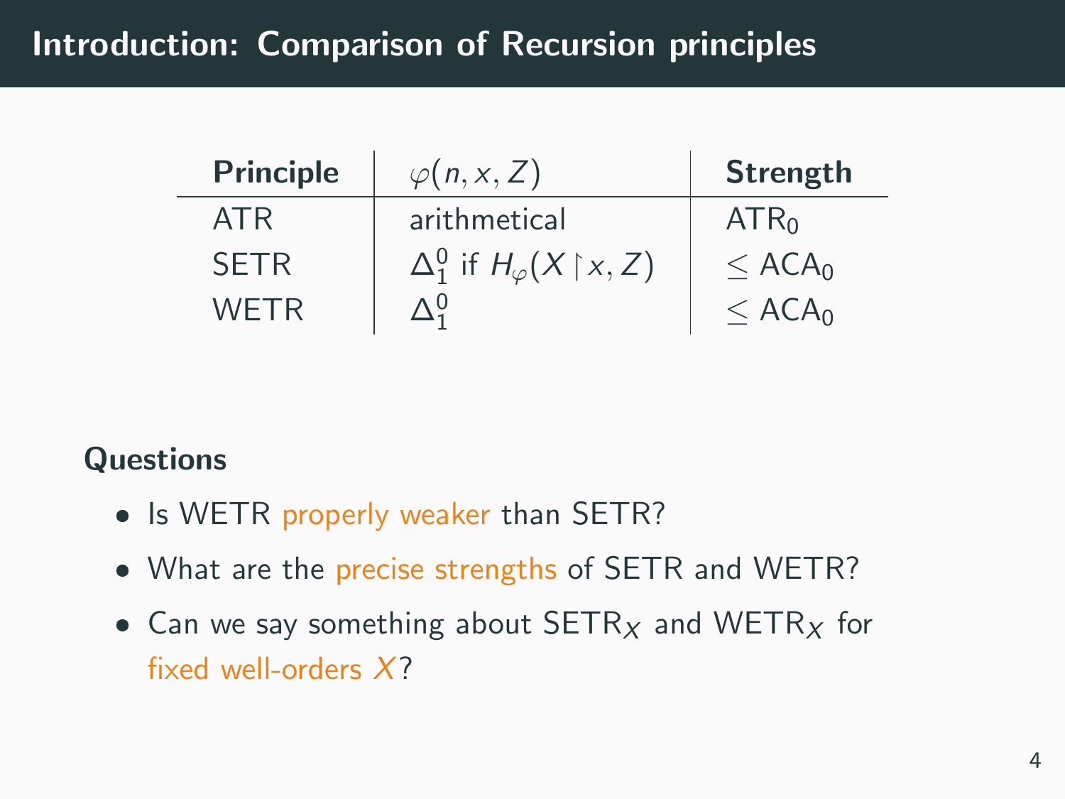## Introduction: Comparison of Recursion principles

| **Principle** | $\varphi(n, x, Z)$ | **Strength** |
|---|---|---|
| ATR | arithmetical | $\mathsf{ATR}_0$ |
| SETR | $\Delta^0_1$ if $H_\varphi(X \restriction x, Z)$ | $\leq \mathsf{ACA}_0$ |
| WETR | $\Delta^0_1$ | $\leq \mathsf{ACA}_0$ |

**Questions**

- Is WETR properly weaker than SETR?
- What are the precise strengths of SETR and WETR?
- Can we say something about $\mathsf{SETR}_X$ and $\mathsf{WETR}_X$ for fixed well-orders $X$?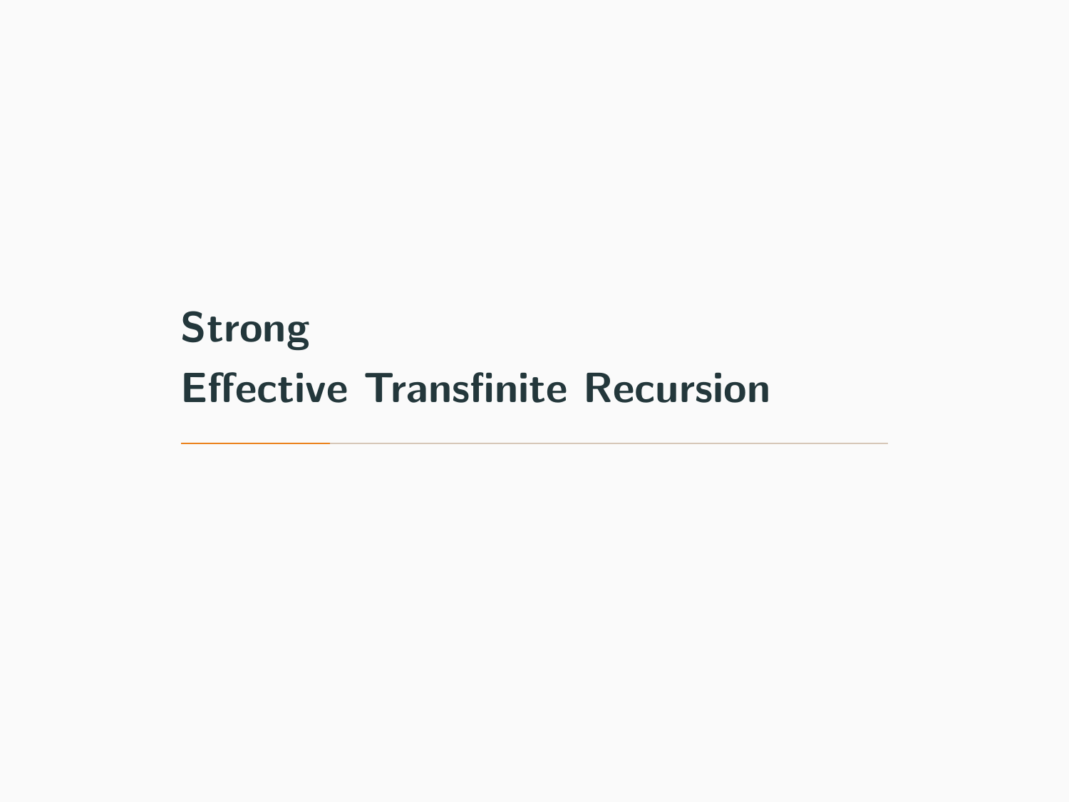# Strong
# Effective Transfinite Recursion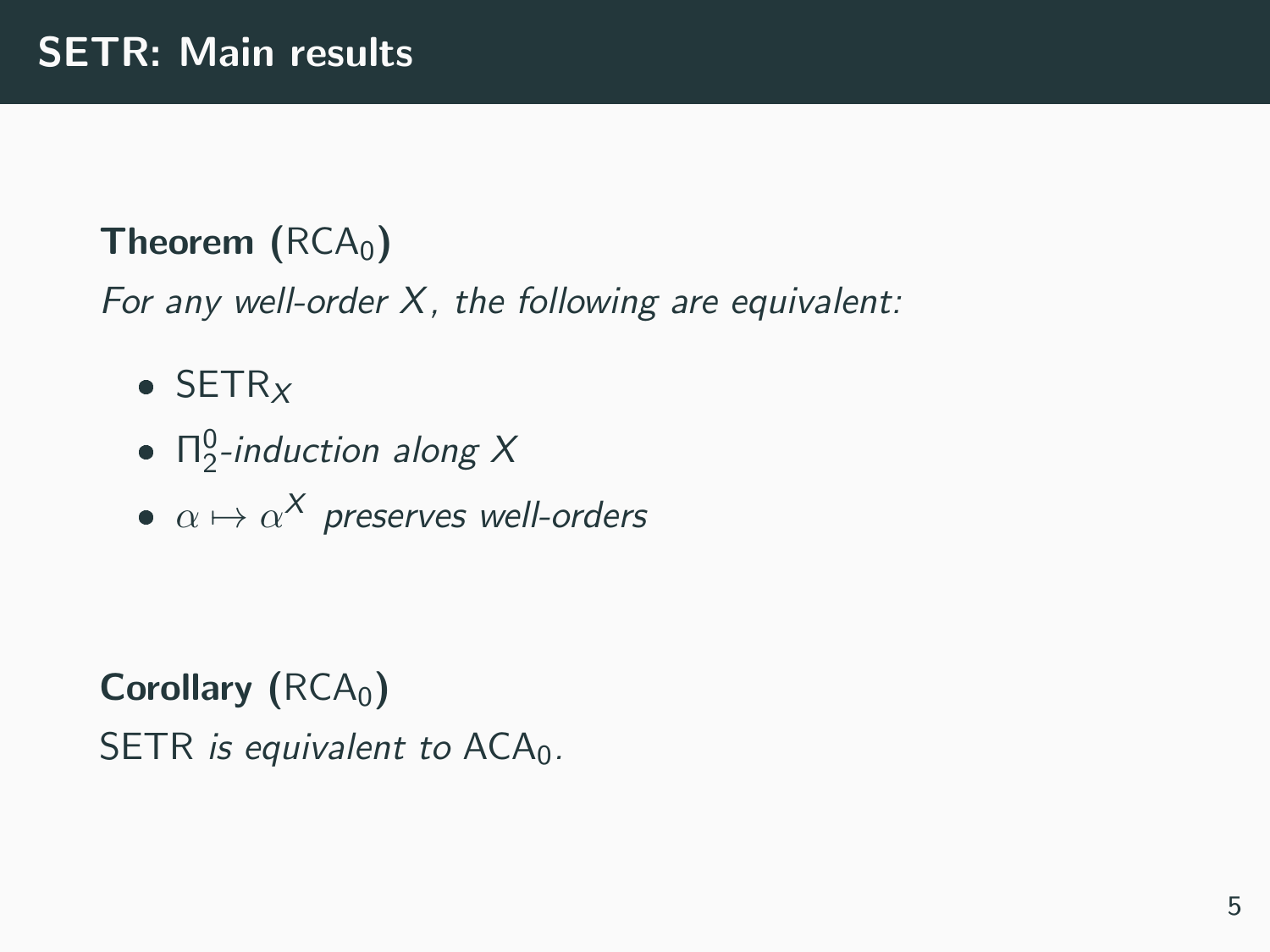## SETR: Main results

**Theorem** ($\mathsf{RCA}_0$)

*For any well-order $X$, the following are equivalent:*

- $\mathsf{SETR}_X$
- $\Pi^0_2$*-induction along* $X$
- $\alpha \mapsto \alpha^X$ *preserves well-orders*

**Corollary** ($\mathsf{RCA}_0$)

SETR *is equivalent to* $\mathsf{ACA}_0$.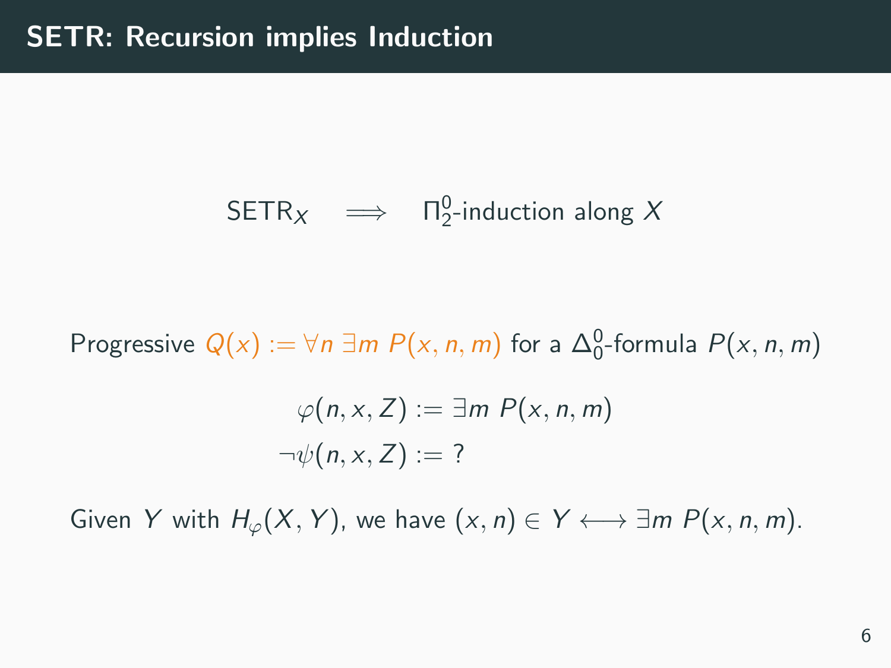# SETR: Recursion implies Induction

$$\mathsf{SETR}_X \quad \Longrightarrow \quad \Pi^0_2\text{-induction along } X$$

Progressive $Q(x) := \forall n\ \exists m\ P(x,n,m)$ for a $\Delta^0_0$-formula $P(x,n,m)$

$$\varphi(n,x,Z) := \exists m\ P(x,n,m)$$
$$\neg\psi(n,x,Z) := ?$$

Given $Y$ with $H_\varphi(X,Y)$, we have $(x,n) \in Y \longleftrightarrow \exists m\ P(x,n,m)$.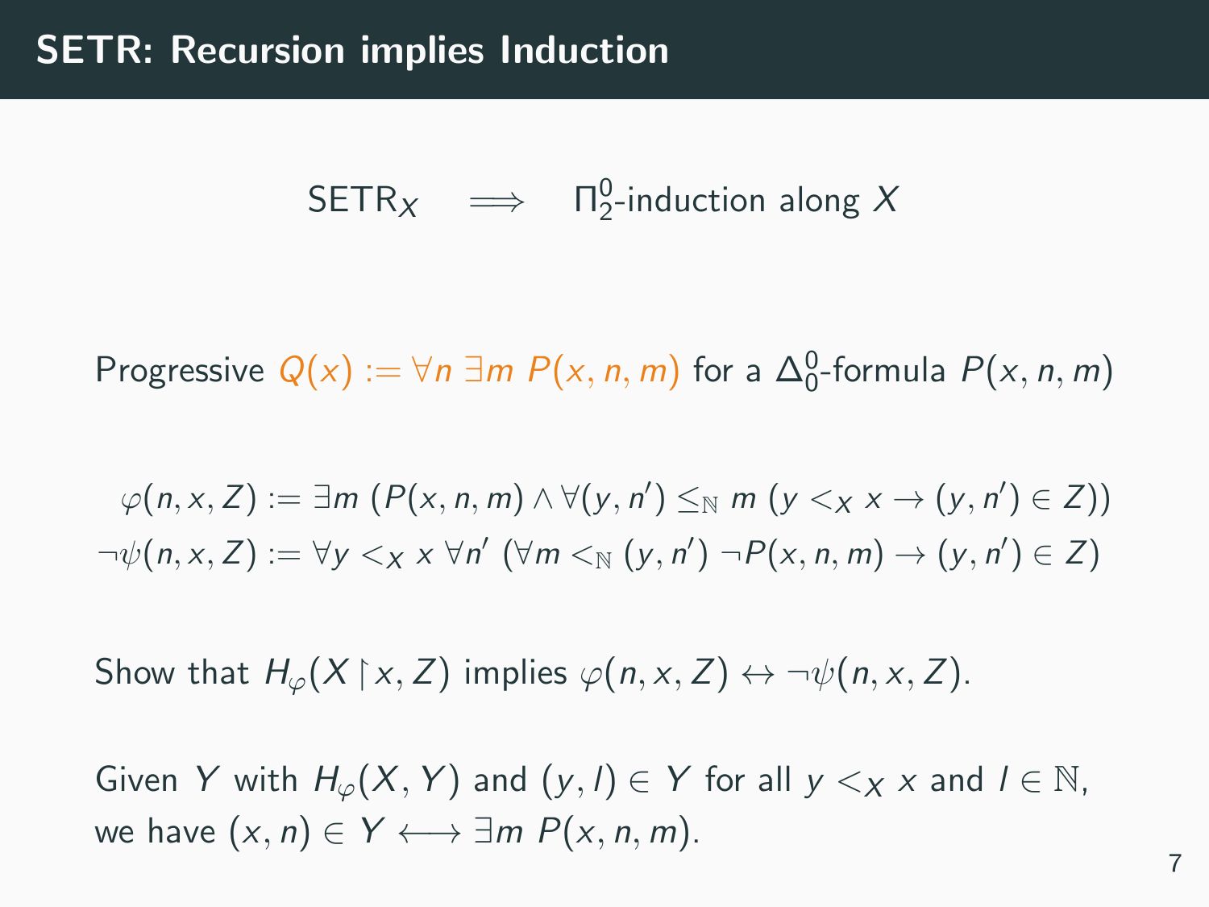# SETR: Recursion implies Induction

$$\mathsf{SETR}_X \quad \Longrightarrow \quad \Pi^0_2\text{-induction along } X$$

Progressive $Q(x) := \forall n\, \exists m\, P(x, n, m)$ for a $\Delta^0_0$-formula $P(x, n, m)$

$$\varphi(n, x, Z) := \exists m\, (P(x, n, m) \wedge \forall (y, n') \leq_{\mathbb{N}} m\, (y <_X x \to (y, n') \in Z))$$
$$\neg\psi(n, x, Z) := \forall y <_X x\, \forall n'\, (\forall m <_{\mathbb{N}} (y, n')\, \neg P(x, n, m) \to (y, n') \in Z)$$

Show that $H_\varphi(X \restriction x, Z)$ implies $\varphi(n, x, Z) \leftrightarrow \neg\psi(n, x, Z)$.

Given $Y$ with $H_\varphi(X, Y)$ and $(y, l) \in Y$ for all $y <_X x$ and $l \in \mathbb{N}$, we have $(x, n) \in Y \longleftrightarrow \exists m\, P(x, n, m)$.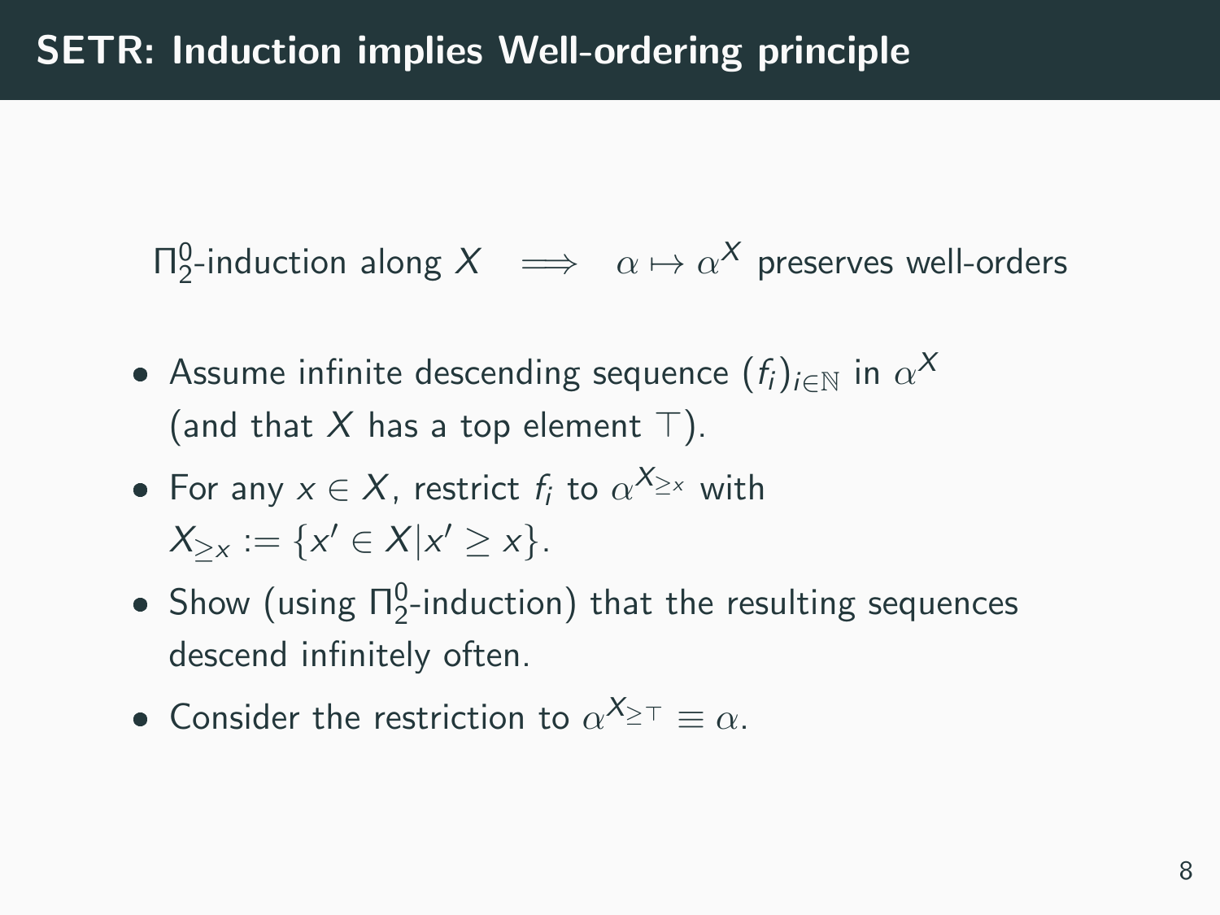# SETR: Induction implies Well-ordering principle

$$\Pi^0_2\text{-induction along } X \quad \Longrightarrow \quad \alpha \mapsto \alpha^X \text{ preserves well-orders}$$

- Assume infinite descending sequence $(f_i)_{i \in \mathbb{N}}$ in $\alpha^X$ (and that $X$ has a top element $\top$).
- For any $x \in X$, restrict $f_i$ to $\alpha^{X_{\geq x}}$ with $X_{\geq x} := \{x' \in X | x' \geq x\}$.
- Show (using $\Pi^0_2$-induction) that the resulting sequences descend infinitely often.
- Consider the restriction to $\alpha^{X_{\geq \top}} \equiv \alpha$.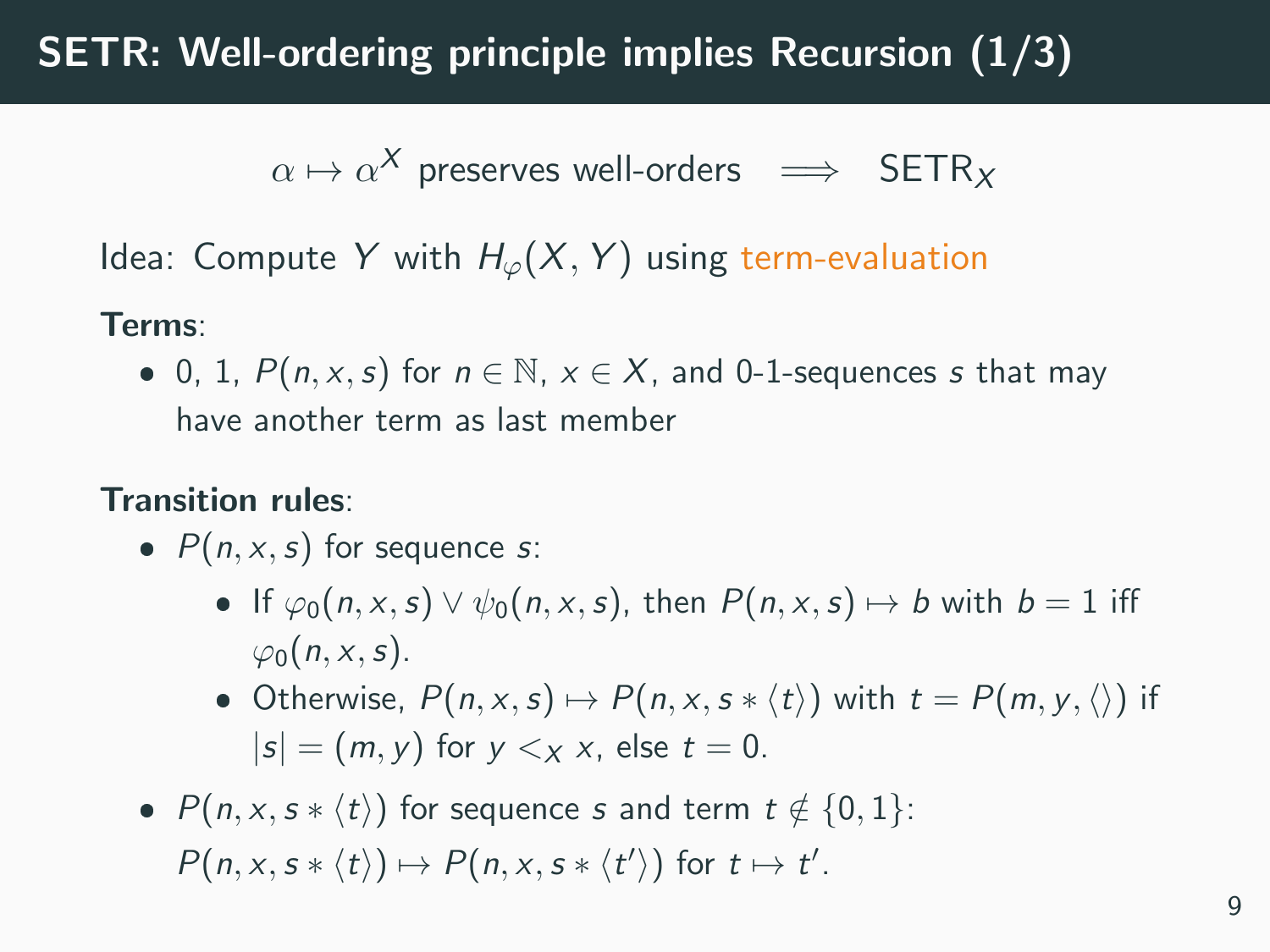# SETR: Well-ordering principle implies Recursion (1/3)

$$\alpha \mapsto \alpha^X \text{ preserves well-orders} \implies \mathsf{SETR}_X$$

Idea: Compute $Y$ with $H_\varphi(X, Y)$ using term-evaluation

**Terms**:

- 0, 1, $P(n, x, s)$ for $n \in \mathbb{N}$, $x \in X$, and 0-1-sequences $s$ that may have another term as last member

**Transition rules**:

- $P(n, x, s)$ for sequence $s$:
  - If $\varphi_0(n, x, s) \vee \psi_0(n, x, s)$, then $P(n, x, s) \mapsto b$ with $b = 1$ iff $\varphi_0(n, x, s)$.
  - Otherwise, $P(n, x, s) \mapsto P(n, x, s * \langle t \rangle)$ with $t = P(m, y, \langle\rangle)$ if $|s| = (m, y)$ for $y <_X x$, else $t = 0$.
- $P(n, x, s * \langle t \rangle)$ for sequence $s$ and term $t \notin \{0, 1\}$: $P(n, x, s * \langle t \rangle) \mapsto P(n, x, s * \langle t' \rangle)$ for $t \mapsto t'$.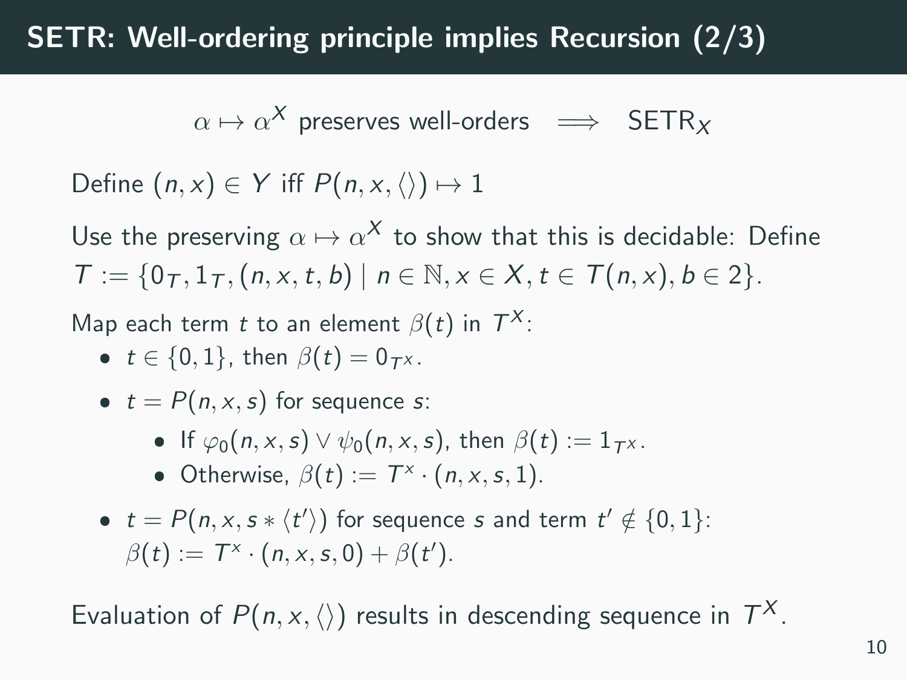# SETR: Well-ordering principle implies Recursion (2/3)

$$\alpha \mapsto \alpha^X \text{ preserves well-orders} \implies \mathsf{SETR}_X$$

Define $(n, x) \in Y$ iff $P(n, x, \langle\rangle) \mapsto 1$

Use the preserving $\alpha \mapsto \alpha^X$ to show that this is decidable: Define $T := \{0_T, 1_T, (n, x, t, b) \mid n \in \mathbb{N}, x \in X, t \in T(n, x), b \in 2\}$.

Map each term $t$ to an element $\beta(t)$ in $T^X$:

- $t \in \{0, 1\}$, then $\beta(t) = 0_{T^X}$.
- $t = P(n, x, s)$ for sequence $s$:
  - If $\varphi_0(n, x, s) \vee \psi_0(n, x, s)$, then $\beta(t) := 1_{T^X}$.
  - Otherwise, $\beta(t) := T^x \cdot (n, x, s, 1)$.
- $t = P(n, x, s * \langle t' \rangle)$ for sequence $s$ and term $t' \notin \{0, 1\}$: $\beta(t) := T^x \cdot (n, x, s, 0) + \beta(t')$.

Evaluation of $P(n, x, \langle\rangle)$ results in descending sequence in $T^X$.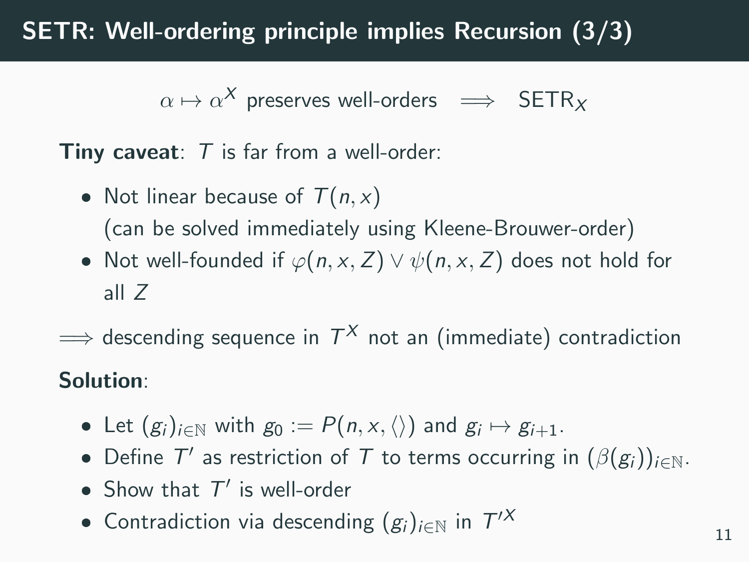# SETR: Well-ordering principle implies Recursion (3/3)

$$\alpha \mapsto \alpha^X \text{ preserves well-orders} \implies \mathsf{SETR}_X$$

**Tiny caveat**: $T$ is far from a well-order:

- Not linear because of $T(n, x)$
  (can be solved immediately using Kleene-Brouwer-order)
- Not well-founded if $\varphi(n, x, Z) \vee \psi(n, x, Z)$ does not hold for all $Z$

$\implies$ descending sequence in $T^X$ not an (immediate) contradiction

**Solution**:

- Let $(g_i)_{i \in \mathbb{N}}$ with $g_0 := P(n, x, \langle\rangle)$ and $g_i \mapsto g_{i+1}$.
- Define $T'$ as restriction of $T$ to terms occurring in $(\beta(g_i))_{i \in \mathbb{N}}$.
- Show that $T'$ is well-order
- Contradiction via descending $(g_i)_{i \in \mathbb{N}}$ in $T'^X$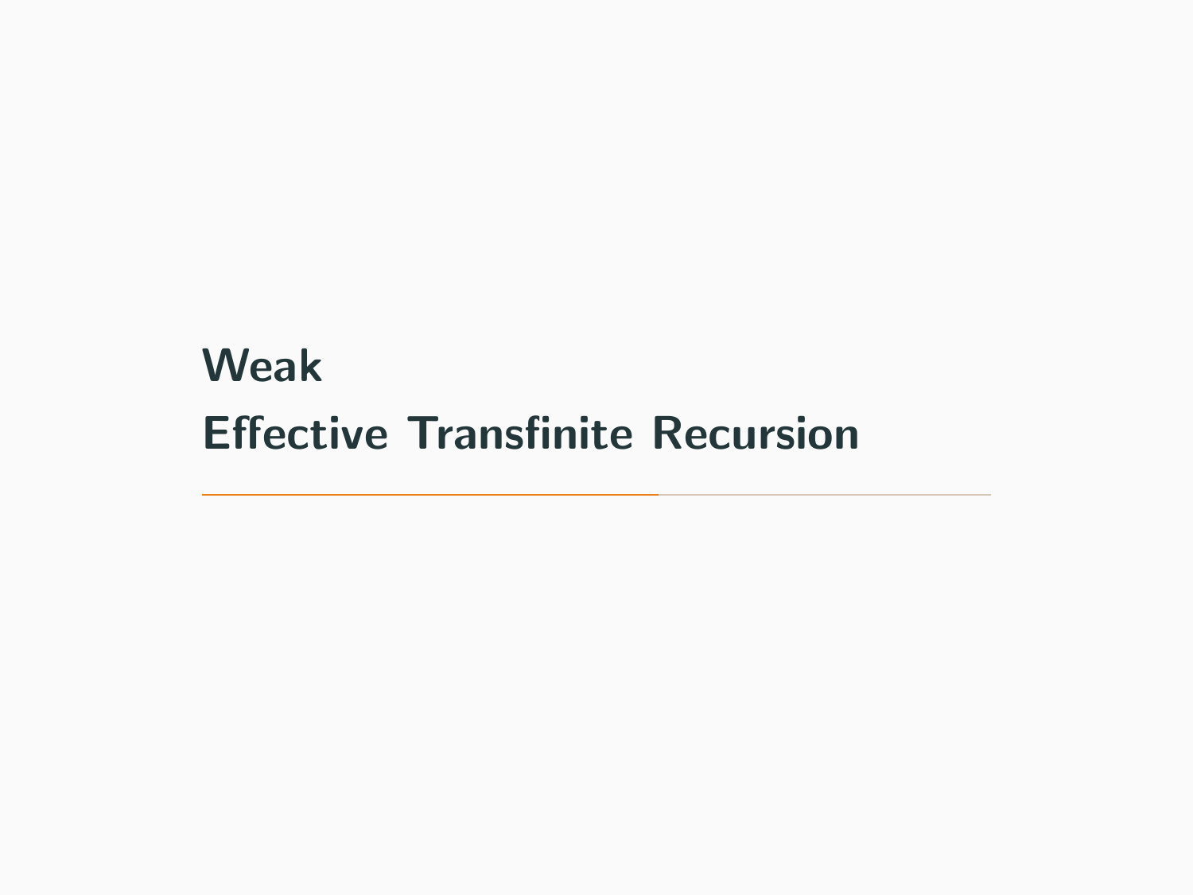# Weak Effective Transfinite Recursion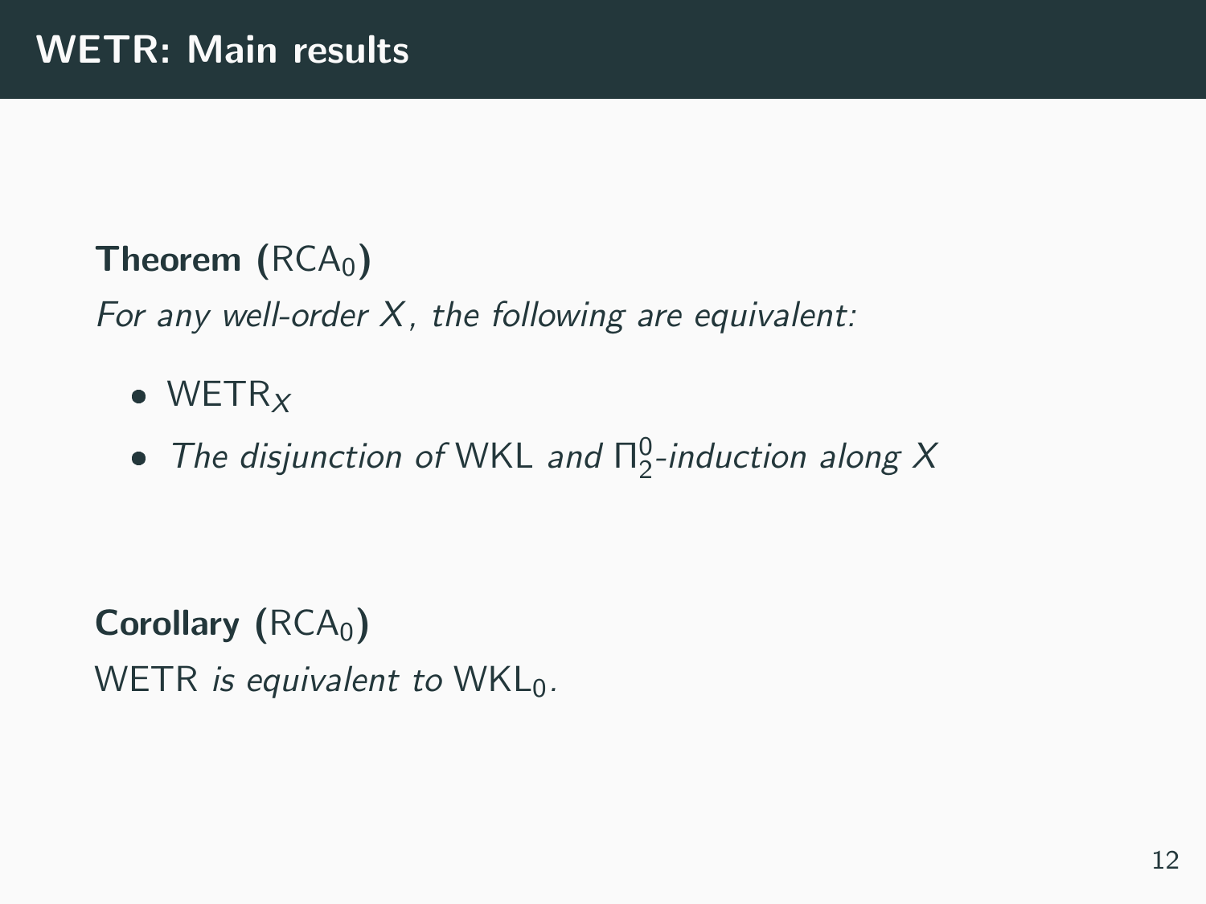# WETR: Main results

**Theorem** ($\mathsf{RCA}_0$)

*For any well-order $X$, the following are equivalent:*

- $\mathsf{WETR}_X$
- *The disjunction of* WKL *and* $\Pi^0_2$*-induction along* $X$

**Corollary** ($\mathsf{RCA}_0$)

WETR *is equivalent to* $\mathsf{WKL}_0$*.*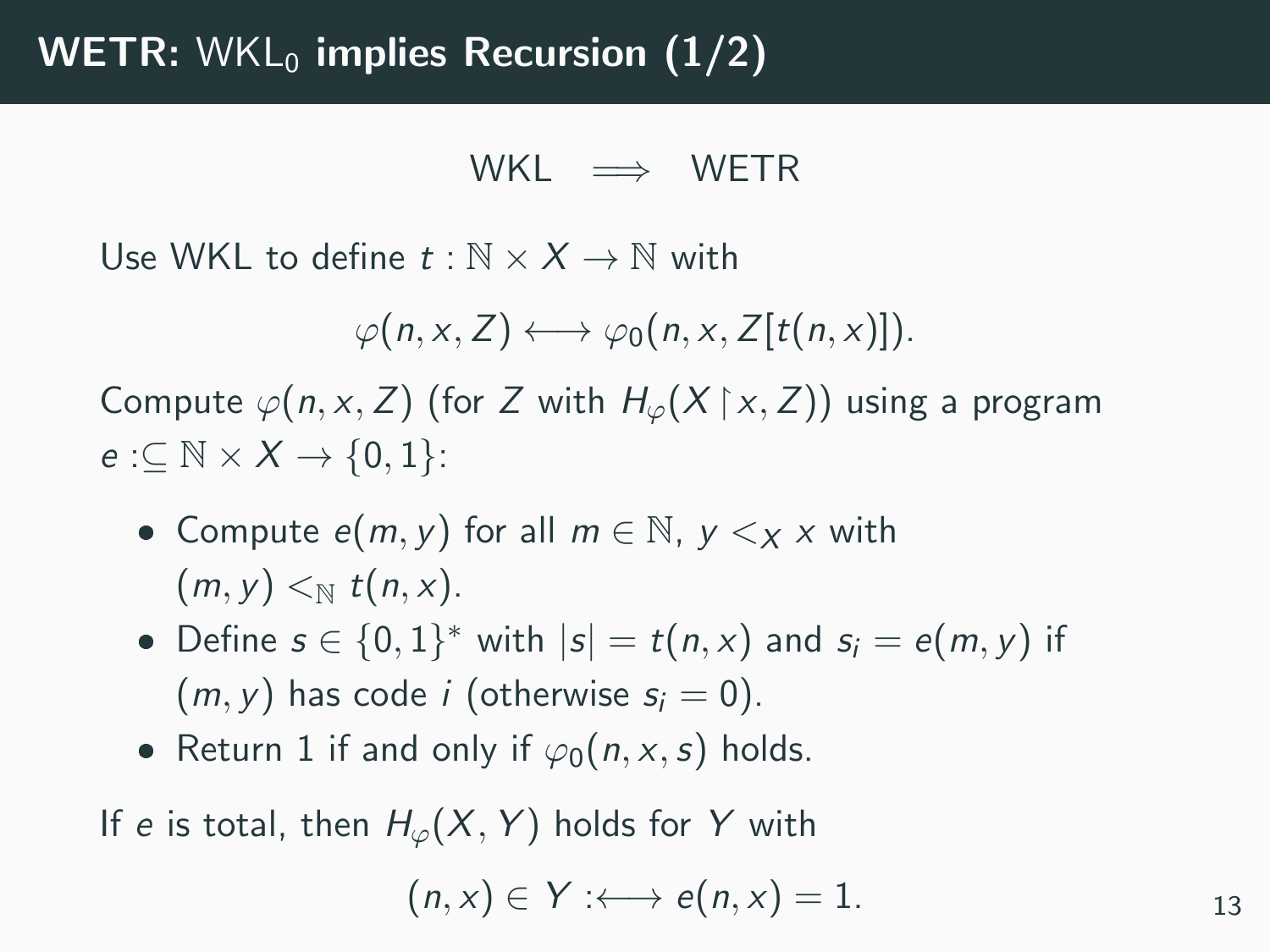## **WETR:** $\mathsf{WKL}_0$ **implies Recursion (1/2)**

$$\mathsf{WKL} \implies \mathsf{WETR}$$

Use WKL to define $t : \mathbb{N} \times X \to \mathbb{N}$ with

$$\varphi(n, x, Z) \longleftrightarrow \varphi_0(n, x, Z[t(n, x)]).$$

Compute $\varphi(n, x, Z)$ (for $Z$ with $H_\varphi(X \restriction x, Z)$) using a program $e :\subseteq \mathbb{N} \times X \to \{0, 1\}$:

- Compute $e(m, y)$ for all $m \in \mathbb{N}$, $y <_X x$ with $(m, y) <_\mathbb{N} t(n, x)$.
- Define $s \in \{0, 1\}^*$ with $|s| = t(n, x)$ and $s_i = e(m, y)$ if $(m, y)$ has code $i$ (otherwise $s_i = 0$).
- Return 1 if and only if $\varphi_0(n, x, s)$ holds.

If $e$ is total, then $H_\varphi(X, Y)$ holds for $Y$ with

$$(n, x) \in Y :\longleftrightarrow e(n, x) = 1.$$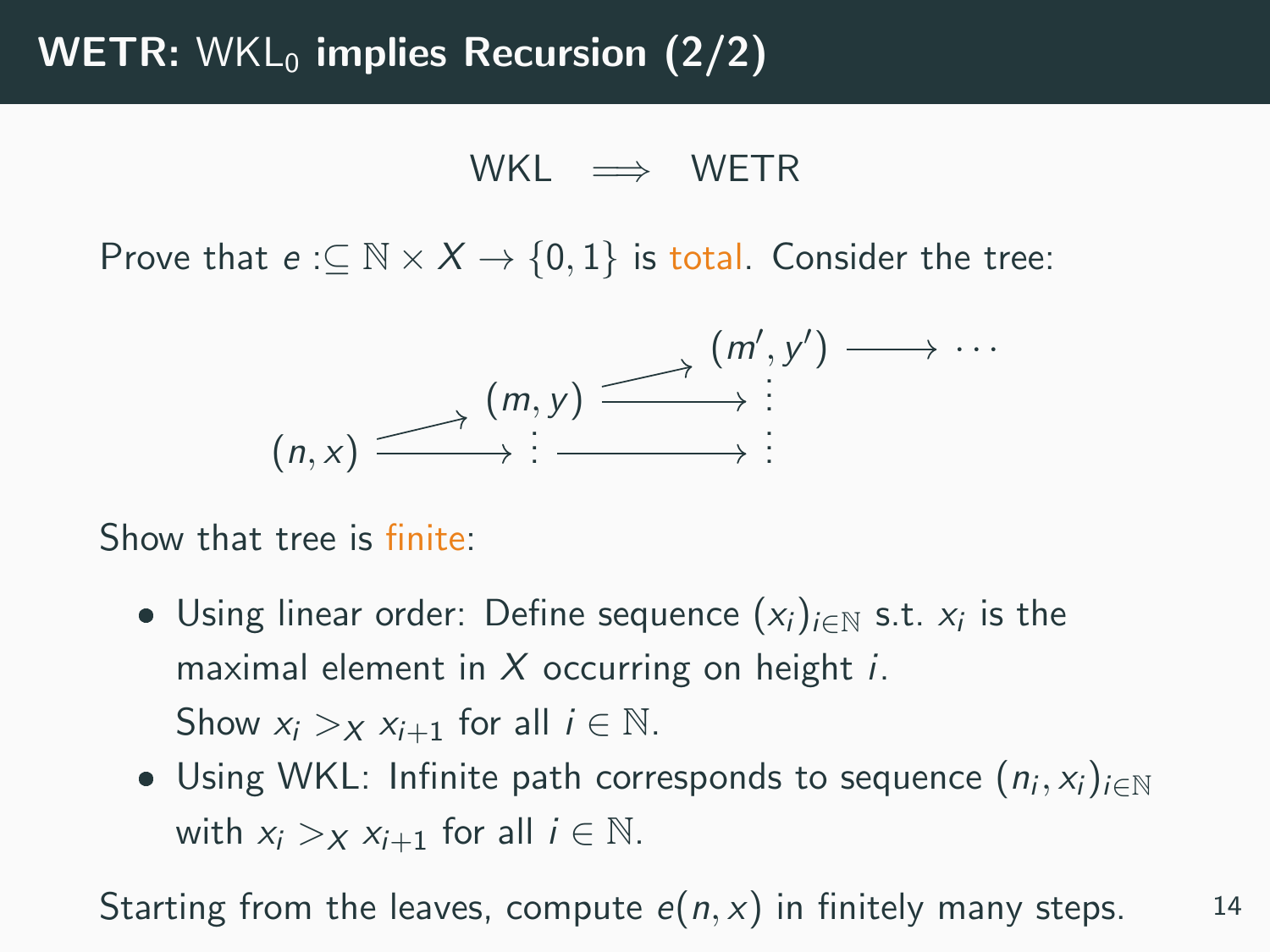# **WETR:** $\mathsf{WKL}_0$ **implies Recursion (2/2)**

$$\mathsf{WKL} \implies \mathsf{WETR}$$

Prove that $e :\subseteq \mathbb{N} \times X \to \{0,1\}$ is total. Consider the tree:

$$
\begin{array}{ccccccc}
 & & & & (m', y') & \longrightarrow & \cdots \\
 & & (m, y) & \nearrow & & & \\
 & & & \longrightarrow & \vdots & & \\
(n, x) & \nearrow & & & & & \\
 & \longrightarrow & \vdots & \longrightarrow & \vdots & &
\end{array}
$$

Show that tree is finite:

- Using linear order: Define sequence $(x_i)_{i \in \mathbb{N}}$ s.t. $x_i$ is the maximal element in $X$ occurring on height $i$.
  Show $x_i >_X x_{i+1}$ for all $i \in \mathbb{N}$.
- Using WKL: Infinite path corresponds to sequence $(n_i, x_i)_{i \in \mathbb{N}}$ with $x_i >_X x_{i+1}$ for all $i \in \mathbb{N}$.

Starting from the leaves, compute $e(n, x)$ in finitely many steps.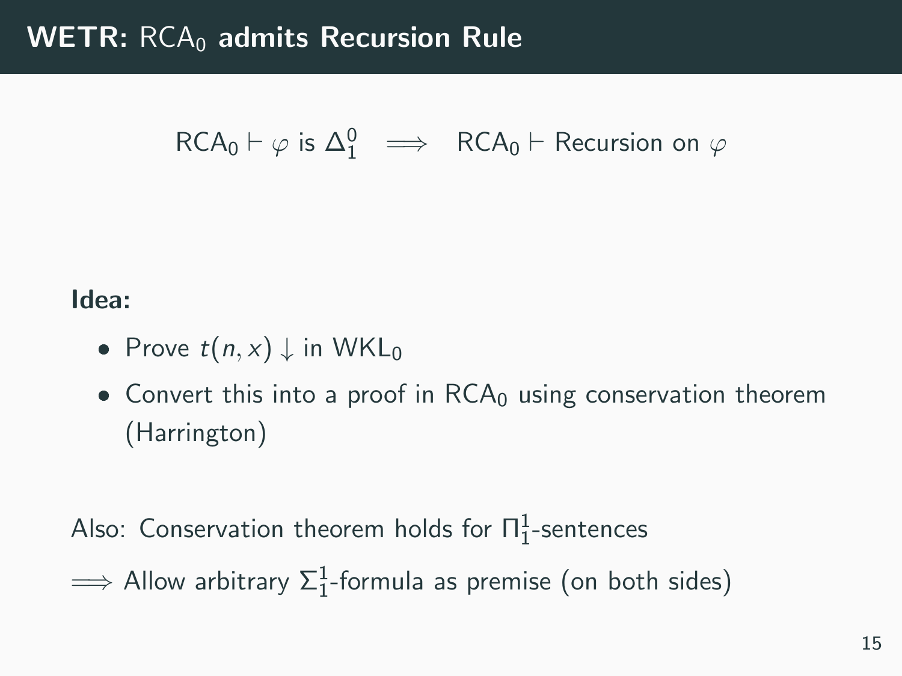# **WETR:** $\mathsf{RCA}_0$ **admits Recursion Rule**

$$\mathsf{RCA}_0 \vdash \varphi \text{ is } \Delta^0_1 \quad \Longrightarrow \quad \mathsf{RCA}_0 \vdash \text{Recursion on } \varphi$$

**Idea:**

- Prove $t(n, x)\downarrow$ in $\mathsf{WKL}_0$
- Convert this into a proof in $\mathsf{RCA}_0$ using conservation theorem (Harrington)

Also: Conservation theorem holds for $\Pi^1_1$-sentences

$\Longrightarrow$ Allow arbitrary $\Sigma^1_1$-formula as premise (on both sides)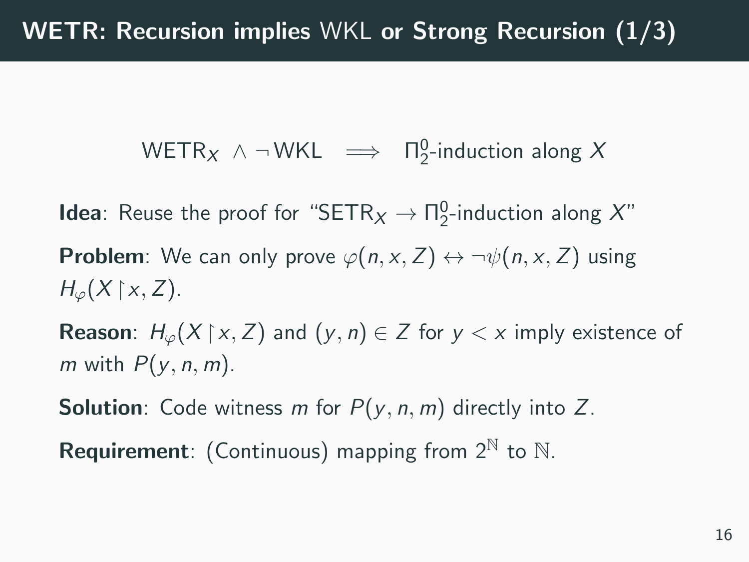# WETR: Recursion implies WKL or Strong Recursion (1/3)

$$\mathsf{WETR}_X \wedge \neg\,\mathsf{WKL} \implies \Pi^0_2\text{-induction along } X$$

**Idea**: Reuse the proof for "$\mathsf{SETR}_X \rightarrow \Pi^0_2$-induction along $X$"

**Problem**: We can only prove $\varphi(n, x, Z) \leftrightarrow \neg\psi(n, x, Z)$ using $H_\varphi(X \restriction x, Z)$.

**Reason**: $H_\varphi(X \restriction x, Z)$ and $(y, n) \in Z$ for $y < x$ imply existence of $m$ with $P(y, n, m)$.

**Solution**: Code witness $m$ for $P(y, n, m)$ directly into $Z$.

**Requirement**: (Continuous) mapping from $2^{\mathbb{N}}$ to $\mathbb{N}$.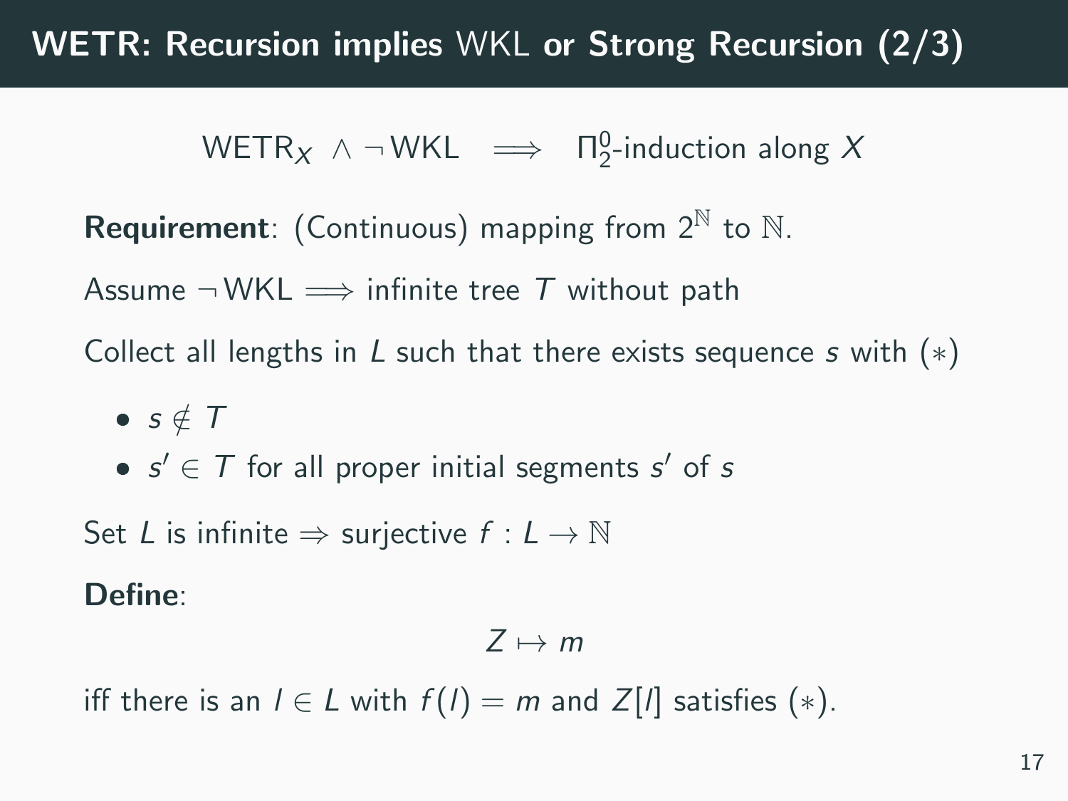# WETR: Recursion implies WKL or Strong Recursion (2/3)

$$\mathsf{WETR}_X \;\wedge\; \neg\,\mathsf{WKL} \quad\Longrightarrow\quad \Pi^0_2\text{-induction along } X$$

**Requirement**: (Continuous) mapping from $2^{\mathbb{N}}$ to $\mathbb{N}$.

Assume $\neg\,\mathsf{WKL} \Longrightarrow$ infinite tree $T$ without path

Collect all lengths in $L$ such that there exists sequence $s$ with $(*)$

- $s \notin T$
- $s' \in T$ for all proper initial segments $s'$ of $s$

Set $L$ is infinite $\Rightarrow$ surjective $f : L \to \mathbb{N}$

**Define**:

$$Z \mapsto m$$

iff there is an $l \in L$ with $f(l) = m$ and $Z[l]$ satisfies $(*)$.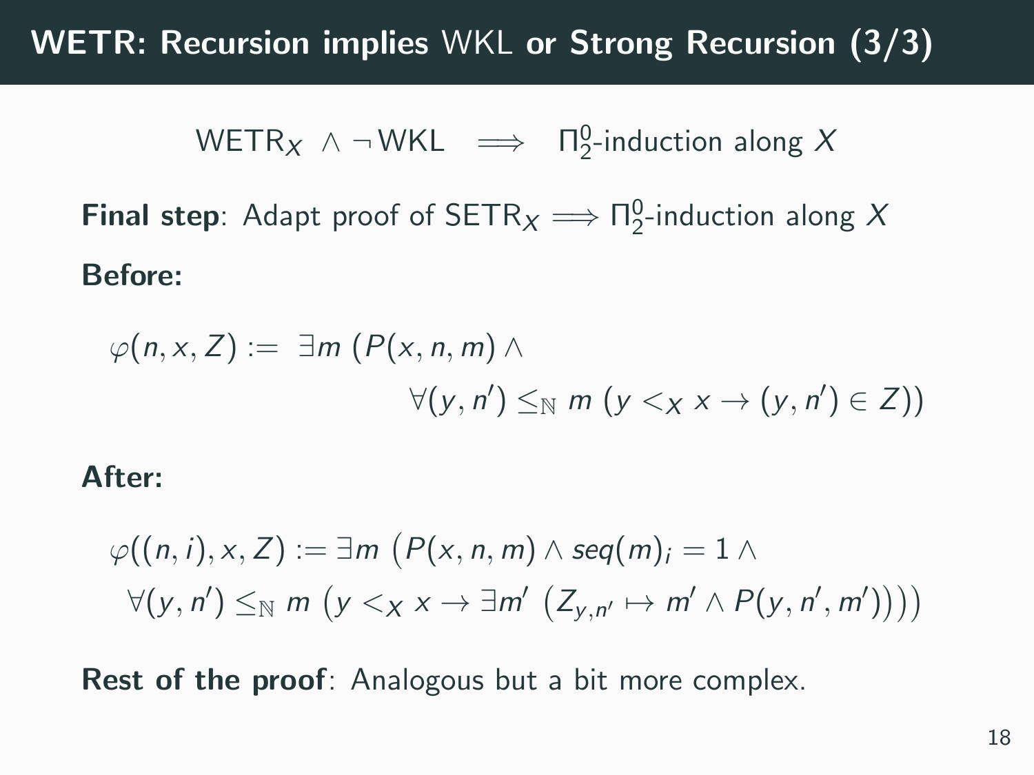# WETR: Recursion implies WKL or Strong Recursion (3/3)

$$\mathsf{WETR}_X \wedge \neg\,\mathsf{WKL} \implies \Pi^0_2\text{-induction along } X$$

**Final step**: Adapt proof of $\mathsf{SETR}_X \implies \Pi^0_2$-induction along $X$

**Before:**

$$\varphi(n, x, Z) := \exists m \, (P(x, n, m) \wedge \forall (y, n') \leq_{\mathbb{N}} m \, (y <_X x \rightarrow (y, n') \in Z))$$

**After:**

$$\varphi((n, i), x, Z) := \exists m \, \big(P(x, n, m) \wedge seq(m)_i = 1 \wedge \forall (y, n') \leq_{\mathbb{N}} m \, \big(y <_X x \rightarrow \exists m' \, \big(Z_{y,n'} \mapsto m' \wedge P(y, n', m')\big)\big)\big)$$

**Rest of the proof**: Analogous but a bit more complex.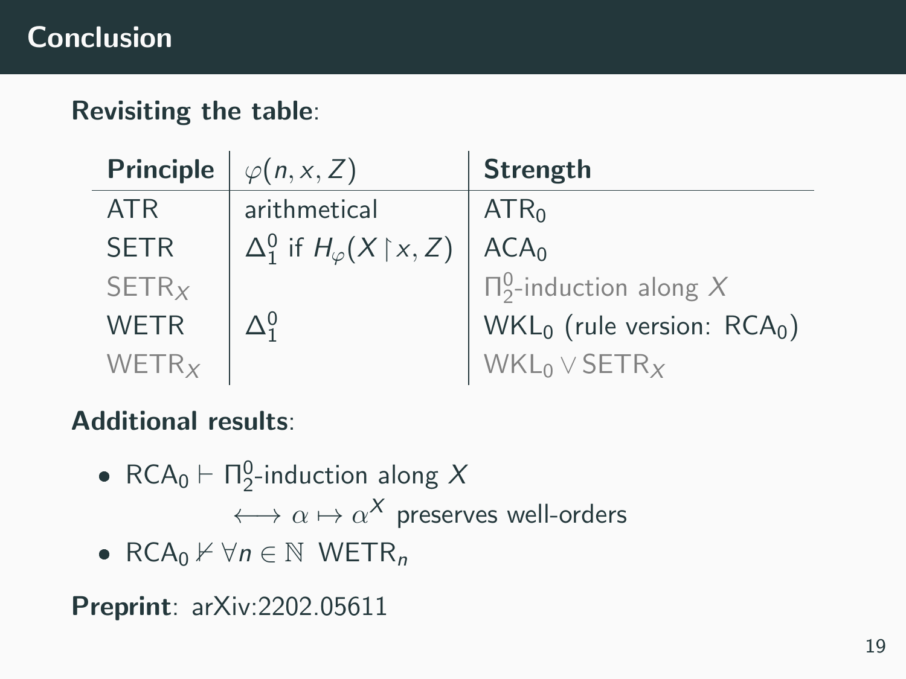# Conclusion

**Revisiting the table**:

| Principle | $\varphi(n, x, Z)$ | Strength |
|---|---|---|
| ATR | arithmetical | $\mathsf{ATR}_0$ |
| SETR | $\Delta^0_1$ if $H_\varphi(X \upharpoonright x, Z)$ | $\mathsf{ACA}_0$ |
| $\mathsf{SETR}_X$ | | $\Pi^0_2$-induction along $X$ |
| WETR | $\Delta^0_1$ | $\mathsf{WKL}_0$ (rule version: $\mathsf{RCA}_0$) |
| $\mathsf{WETR}_X$ | | $\mathsf{WKL}_0 \vee \mathsf{SETR}_X$ |

**Additional results**:

- $\mathsf{RCA}_0 \vdash \Pi^0_2$-induction along $X$
  $\longleftrightarrow \alpha \mapsto \alpha^X$ preserves well-orders
- $\mathsf{RCA}_0 \nvdash \forall n \in \mathbb{N}\ \ \mathsf{WETR}_n$

**Preprint**: arXiv:2202.05611